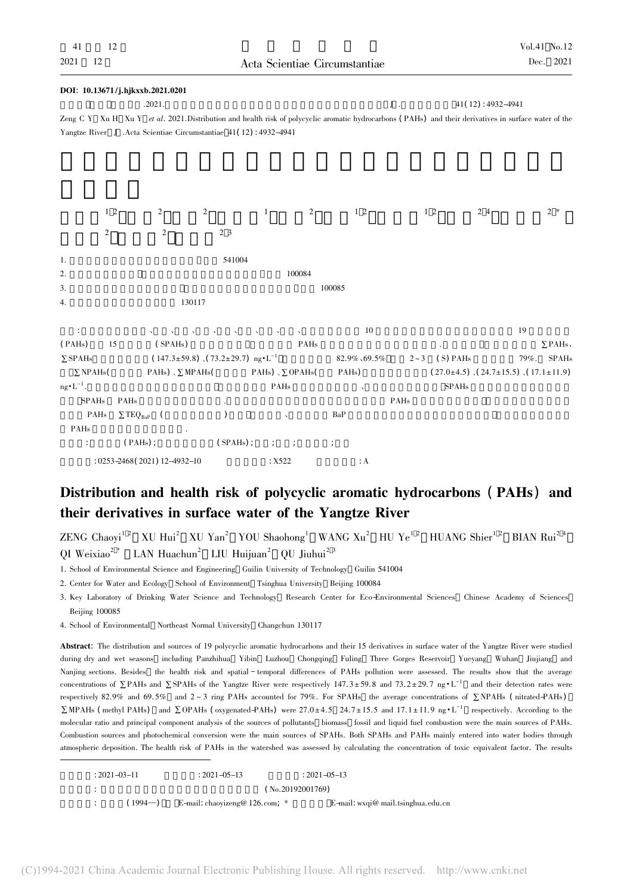DOI: 10.13671/j.hjkxxb.2021.0201

.2021. J . 41(12):4932-4941

Zeng C Y, Xu H, Xu Y, *et al*. 2021. Distribution and health risk of polycyclic aromatic hydrocarbons (PAHs) and their derivatives in surface water of the Yangtze River[J]. Acta Scientiae Circumstantiae, 41(12):4932-4941

1. 541004
2. 100084
3. 100085
4. 130117

: 10 19 (PAHs) 15 (SPAHs) PAHs . ∑PAHs、∑SPAHs (147.3±59.8)、(73.2±29.7) $ng\cdot L^{-1}$ 82.9%、69.5% 2~3 (S)PAHs 79%. SPAHs ∑NPAHs( PAHs)、∑MPAHs( PAHs)、∑OPAHs( PAHs) (27.0±4.5)、(24.7±15.5)、(17.1±11.9) $ng\cdot L^{-1}$. PAHs 、 SPAHs SPAHs PAHs . PAHs PAHs $\sum TEQ_{BaP}$ ( ) 、 BaP PAHs .

: (PAHs); (SPAHs); ; ; ; ;

: 0253-2468(2021)12-4932-10 : X522 : A

# Distribution and health risk of polycyclic aromatic hydrocarbons (PAHs) and their derivatives in surface water of the Yangtze River

ZENG Chaoyi[1,2], XU Hui[2], XU Yan[2], YOU Shaohong[1], WANG Xu[2], HU Ye[1,2], HUANG Shier[1,2], BIAN Rui[2,4], QI Weixiao[2*], LAN Huachun[2], LIU Huijuan[2], QU Jiuhui[2,3]

1. School of Environmental Science and Engineering, Guilin University of Technology, Guilin 541004
2. Center for Water and Ecology, School of Environment, Tsinghua University, Beijing 100084
3. Key Laboratory of Drinking Water Science and Technology, Research Center for Eco-Environmental Sciences, Chinese Academy of Sciences, Beijing 100085
4. School of Environmental, Northeast Normal University, Changchun 130117

**Abstract**: The distribution and sources of 19 polycyclic aromatic hydrocarbons and their 15 derivatives in surface water of the Yangtze River were studied during dry and wet seasons, including Panzhihua, Yibin, Luzhou, Chongqing, Fuling, Three Gorges Reservoir, Yueyang, Wuhan, Jiujiang, and Nanjing sections. Besides, the health risk and spatial-temporal differences of PAHs pollution were assessed. The results show that the average concentrations of ∑PAHs and ∑SPAHs of the Yangtze River were respectively 147.3±59.8 and 73.2±29.7 $ng\cdot L^{-1}$, and their detection rates were respectively 82.9% and 69.5%, and 2~3 ring PAHs accounted for 79%. For SPAHs, the average concentrations of ∑NPAHs (nitrated-PAHs), ∑MPAHs (methyl PAHs) and ∑OPAHs (oxygenated-PAHs) were 27.0±4.5, 24.7±15.5 and 17.1±11.9 $ng\cdot L^{-1}$, respectively. According to the molecular ratio and principal component analysis of the sources of pollutants, biomass, fossil and liquid fuel combustion were the main sources of PAHs. Combustion sources and photochemical conversion were the main sources of SPAHs. Both SPAHs and PAHs mainly entered into water bodies through atmospheric deposition. The health risk of PAHs in the watershed was assessed by calculating the concentration of toxic equivalent factor. The results

: 2021-03-11 : 2021-05-13 : 2021-05-13

: (No.20192001769)

: (1994—), E-mail: chaoyizeng@126.com; * E-mail: wxqi@mail.tsinghua.edu.cn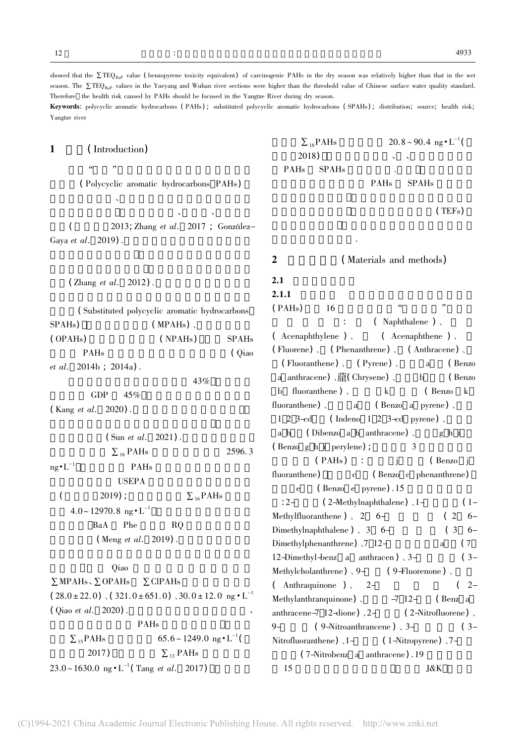showed that the $\sum TEQ_{BaP}$ value (benzopyrene toxicity equivalent) of carcinogenic PAHs in the dry season was relatively higher than that in the wet season. The $\sum TEQ_{BaP}$ values in the Yueyang and Wuhan river sections were higher than the threshold value of Chinese surface water quality standard. Therefore the health risk caused by PAHs should be focused in the Yangtze River during dry season.

**Keywords**: polycyclic aromatic hydrocarbons (PAHs); substituted polycyclic aromatic hydrocarbons (SPAHs); distribution; source; health risk; Yangtze river

## 1 (Introduction)

" "

(Polycyclic aromatic hydrocarbons PAHs)

、

、 、

( 2013; Zhang *et al*. 2017; González-Gaya *et al*. 2019).

(Zhang *et al*. 2012).

(Substituted polycyclic aromatic hydrocarbons SPAHs) (MPAHs)、(OPAHs) (NPAHs) SPAHs PAHs (Qiao *et al*. 2014b; 2014a).

43% GDP 45% (Kang *et al*. 2020).

(Sun *et al*. 2021).

$\sum_{16}$PAHs 2596.3 ng·L$^{-1}$ PAHs USEPA ( 2019); $\sum_{16}$PAHs 4.0~12970.8 ng·L$^{-1}$ BaA Phe RQ (Meng *et al*. 2019).

Qiao $\sum$MPAHs、$\sum$OPAHs $\sum$ClPAHs (28.0±22.0)、(321.0±651.0)、30.0±12.0 ng·L$^{-1}$ (Qiao *et al*. 2020).

、

PAHs

$\sum_{15}$PAHs 65.6~1249.0 ng·L$^{-1}$( 2017) $\sum_{13}$PAHs 23.0~1630.0 ng·L$^{-1}$(Tang *et al*. 2017)

$\sum_{16}$PAHs 20.8~90.4 ng·L$^{-1}$( 2018) 、 、 PAHs SPAHs . PAHs SPAHs (TEFs) .

## 2 (Materials and methods)

### 2.1

#### 2.1.1

(PAHs) 16 " " : (Naphthalene)、(Acenaphthylene)、(Acenaphthene)、(Fluorene)、(Phenanthrene)、(Anthracene)、(Fluoranthene)、(Pyrene)、 a (Benzo a anthracene)、䓛(Chrysene)、 b (Benzo b fluoranthene)、 k (Benzo k fluoranthene)、 a (Benzo a pyrene)、1 2 3-cd (Indeno 1 2 3-cd pyrene)、a h (Dibenzo a h anthracene)、 g h i (Benzo g h i perylene); 3 (PAHs): j (Benzo j fluoranthene) c (Benzo c phenanthrene) e (Benzo e pyrene). 15 : 2- (2-Methylnaphthalene)、1- (1-Methylfluoranthene)、2 6- (2 6-Dimethylnaphthalene)、3 6- (3 6-Dimethylphenanthrene)、7 12- a (7 12-Dimethyl-benz a anthracen)、3- (3-Methylcholanthrene)、9- (9-Fluorenone)、(Anthraquinone)、2- (2-Methylanthranquinone)、 -7 12- (Benz a anthracene-7 12-dione)、2- (2-Nitrofluorene)、9- (9-Nitroanthrancene)、3- (3-Nitrofluoranthene)、1- (1-Nitropyrene)、7- (7-Nitrobenz a anthracene). 19 15 J&K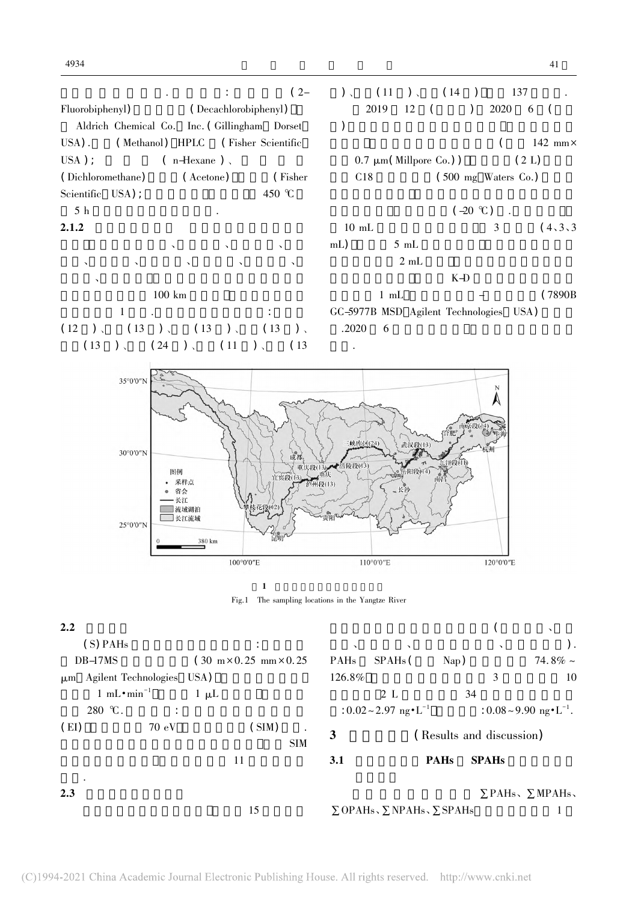. : (2-Fluorobiphenyl) (Decachlorobiphenyl) Aldrich Chemical Co. Inc.(Gillingham Dorset USA). (Methanol) HPLC (Fisher Scientific USA); (n-Hexane)、 (Dichloromethane) (Acetone) (Fisher Scientific USA); 450 ℃ 5 h .

**2.1.2**

、 、 、 、 、 、 、 、 、 、 100 km 1 . : (12 )、 (13 )、 (13 )、 (13 )、 (13 )、 (24 )、 (11 )、 (13 )、 (11 )、 (14 ) 137 .

2019 12 ( ) 2020 6 ( ) ( 142 mm× 0.7 μm(Millpore Co.)) (2 L) C18 (500 mg Waters Co.) (-20 ℃) . 10 mL 3 (4、3、3 mL) 5 mL 2 mL K-D 1 mL - (7890B GC-5977B MSD Agilent Technologies USA) .2020 6 .

图 1

Fig.1 The sampling locations in the Yangtze River

**2.2**

(S)PAHs : DB-17MS (30 m×0.25 mm×0.25 μm Agilent Technologies USA) 1 mL·min$^{-1}$ 1 μL 280 ℃. : (EI) 70 eV (SIM) . SIM 11 .

**2.3**

15 ( 、 、 、 、 、 ). PAHs SPAHs( Nap) 74.8%~126.8% 3 10 2 L 34 :0.02~2.97 ng·L$^{-1}$ :0.08~9.90 ng·L$^{-1}$.

## 3 (Results and discussion)

### 3.1 PAHs SPAHs

∑PAHs、∑MPAHs、∑OPAHs、∑NPAHs、∑SPAHs 1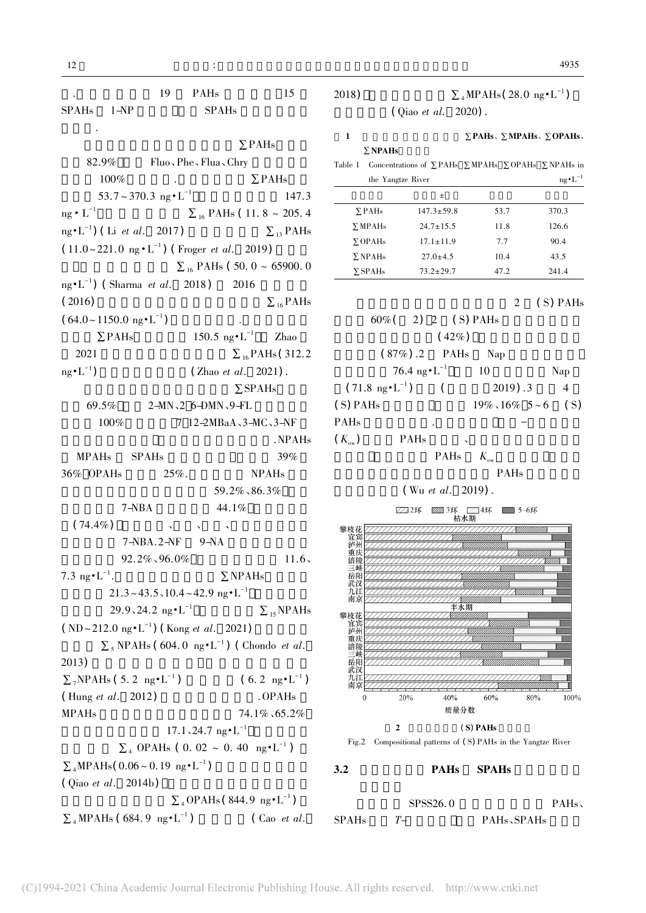. 19 PAHs 15 SPAHs 1-NP SPAHs .

$\sum$PAHs 82.9% Fluo、Phe、Flua、Chry 100% . $\sum$PAHs 53.7~370.3 ng·L$^{-1}$ 147.3 ng·L$^{-1}$ $\sum_{16}$PAHs (11.8~205.4 ng·L$^{-1}$) (Li *et al*. 2017) $\sum_{13}$PAHs (11.0~221.0 ng·L$^{-1}$) (Froger *et al*. 2019) $\sum_{16}$PAHs (50.0~65900.0 ng·L$^{-1}$) (Sharma *et al*. 2018) 2016 (2016) $\sum_{16}$PAHs (64.0~1150.0 ng·L$^{-1}$) . $\sum$PAHs 150.5 ng·L$^{-1}$ Zhao 2021 $\sum_{16}$PAHs (312.2 ng·L$^{-1}$) (Zhao *et al*. 2021).

$\sum$SPAHs 69.5% 2-MN、2 6-DMN、9-FL 100% 7 12-2MBaA、3-MC、3-NF . NPAHs MPAHs SPAHs 39% 36% OPAHs 25%. NPAHs 59.2%、86.3% 7-NBA 44.1% (74.4%) 、 、 、 7-NBA. 2-NF 9-NA 92.2%、96.0% 11.6、7.3 ng·L$^{-1}$. $\sum$NPAHs 21.3~43.5、10.4~42.9 ng·L$^{-1}$ 29.9、24.2 ng·L$^{-1}$ $\sum_{15}$NPAHs (ND~212.0 ng·L$^{-1}$) (Kong *et al*. 2021) $\sum_5$NPAHs (604.0 ng·L$^{-1}$) (Chondo *et al*. 2013) $\sum_7$NPAHs (5.2 ng·L$^{-1}$) (6.2 ng·L$^{-1}$) (Hung *et al*. 2012) . OPAHs MPAHs 74.1%、65.2% 17.1、24.7 ng·L$^{-1}$ $\sum_4$ OPAHs (0.02~0.40 ng·L$^{-1}$) $\sum_4$MPAHs (0.06~0.19 ng·L$^{-1}$) (Qiao *et al*. 2014b) $\sum_4$OPAHs (844.9 ng·L$^{-1}$) $\sum_4$MPAHs (684.9 ng·L$^{-1}$) (Cao *et al*. 2018) $\sum_4$MPAHs (28.0 ng·L$^{-1}$) (Qiao *et al*. 2020).

**1 $\sum$PAHs、$\sum$MPAHs、$\sum$OPAHs、$\sum$NPAHs**

Table 1 Concentrations of $\sum$PAHs $\sum$MPAHs $\sum$OPAHs $\sum$NPAHs in the Yangtze River (ng·L$^{-1}$)

| | ± | | |
|---|---|---|---|
| $\sum$PAHs | 147.3±59.8 | 53.7 | 370.3 |
| $\sum$MPAHs | 24.7±15.5 | 11.8 | 126.6 |
| $\sum$OPAHs | 17.1±11.9 | 7.7 | 90.4 |
| $\sum$NPAHs | 27.0±4.5 | 10.4 | 43.5 |
| $\sum$SPAHs | 73.2±29.7 | 47.2 | 241.4 |

2 (S) PAHs 60% ( 2) 2 (S) PAHs (42%) (87%). 2 PAHs Nap 76.4 ng·L$^{-1}$ 10 Nap (71.8 ng·L$^{-1}$) ( 2019). 3 4 (S) PAHs 19%、16% 5~6 (S) PAHs . - ($K_{ow}$) PAHs 、 PAHs $K_{ow}$ PAHs (Wu *et al*. 2019).

**2 (S) PAHs**

Fig.2 Compositional patterns of (S) PAHs in the Yangtze River

## 3.2 PAHs SPAHs

SPSS26.0 PAHs、SPAHs *T*- PAHs、SPAHs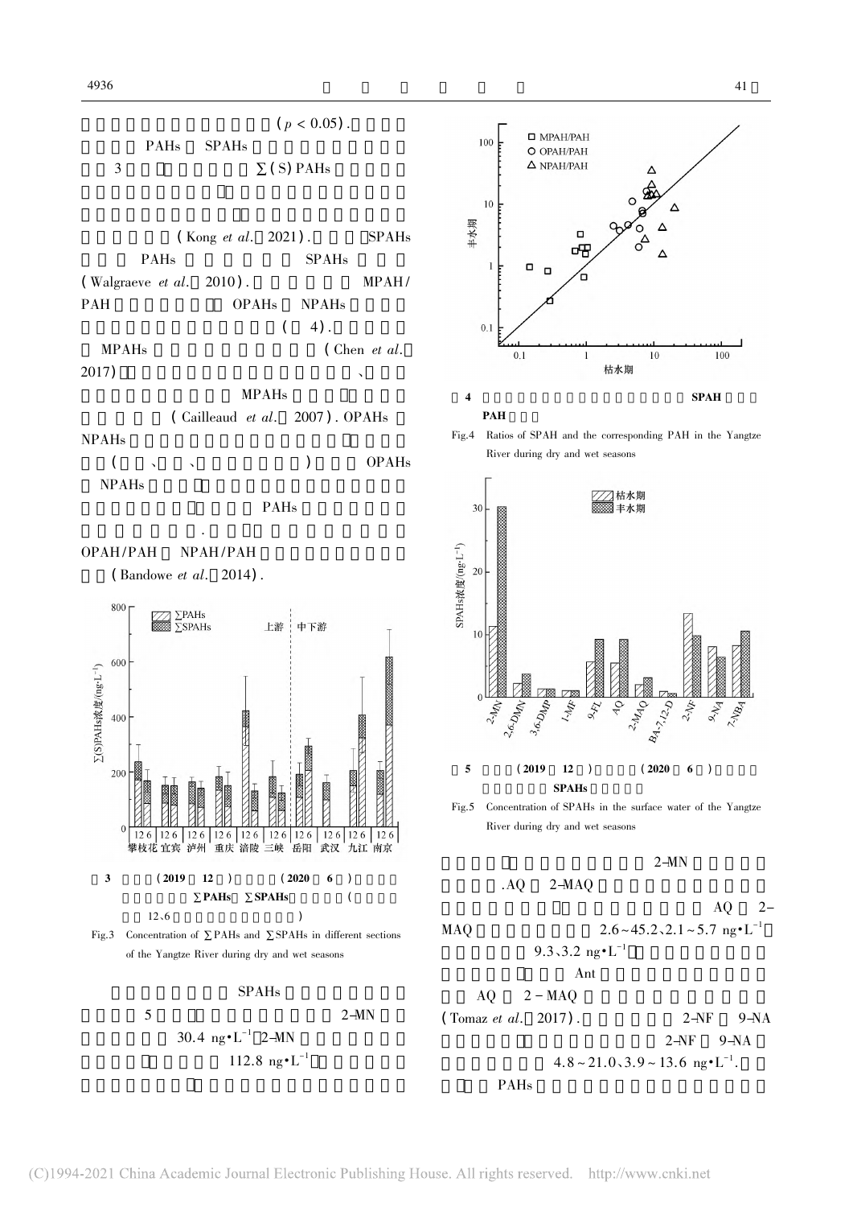($p < 0.05$).

PAHs SPAHs

3 ∑(S)PAHs

(Kong *et al.* 2021). SPAHs

PAHs SPAHs

(Walgraeve *et al.* 2010). MPAH/

PAH OPAHs NPAHs

( 4).

MPAHs (Chen *et al.* 2017) 、

MPAHs

(Cailleaud *et al.* 2007). OPAHs

NPAHs

( 、 、 ) OPAHs

NPAHs

PAHs

.

OPAH/PAH NPAH/PAH

(Bandowe *et al.* 2014).

图 3 (2019 12 ) (2020 6 ) ∑PAHs ∑SPAHs ( 12、6 )

Fig.3 Concentration of ∑PAHs and ∑SPAHs in different sections of the Yangtze River during dry and wet seasons

SPAHs

5 2-MN

30.4 ng·L$^{-1}$ 2-MN

112.8 ng·L$^{-1}$

图 4 SPAH PAH

Fig.4 Ratios of SPAH and the corresponding PAH in the Yangtze River during dry and wet seasons

图 5 (2019 12 ) (2020 6 ) SPAHs

Fig.5 Concentration of SPAHs in the surface water of the Yangtze River during dry and wet seasons

2-MN

. AQ 2-MAQ

AQ 2-MAQ 2.6~45.2、2.1~5.7 ng·L$^{-1}$

9.3、3.2 ng·L$^{-1}$

Ant

AQ 2-MAQ

(Tomaz *et al.* 2017). 2-NF 9-NA

2-NF 9-NA

4.8~21.0、3.9~13.6 ng·L$^{-1}$.

PAHs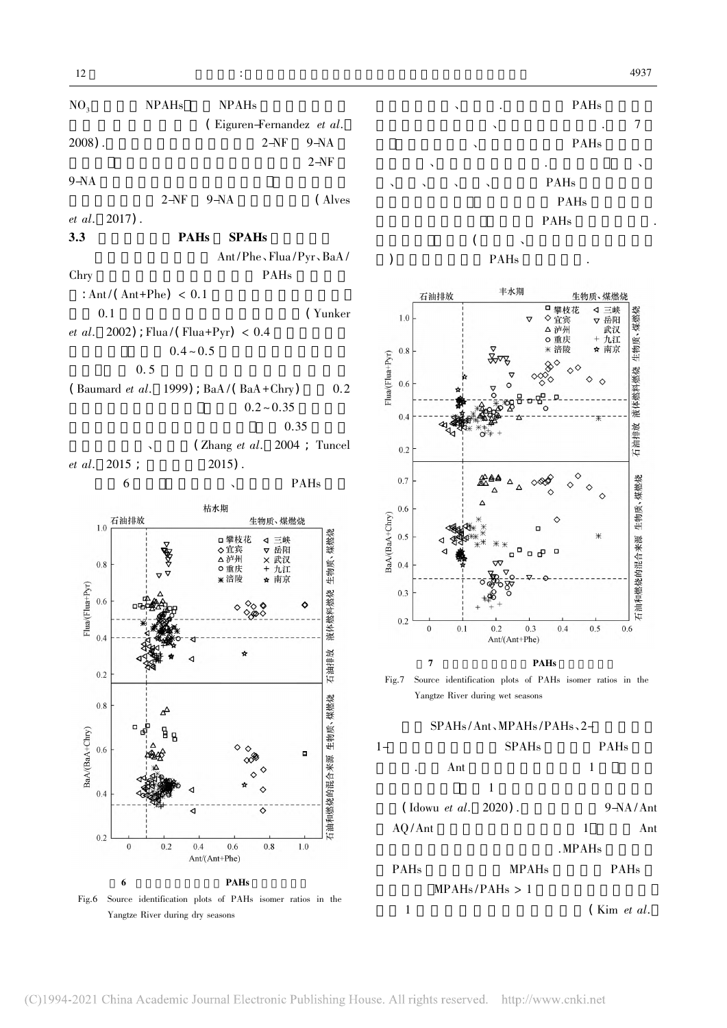$NO_3$ NPAHs NPAHs (Eiguren-Fernandez *et al.* 2008). 2-NF 9-NA 2-NF 9-NA 2-NF 9-NA (Alves *et al.* 2017).

### 3.3 PAHs SPAHs

Ant/Phe、Flua/Pyr、BaA/Chry PAHs : $Ant/(Ant+Phe) < 0.1$ 0.1 (Yunker *et al.* 2002); $Flua/(Flua+Pyr) < 0.4$ 0.4~0.5 0.5 (Baumard *et al.* 1999); BaA/(BaA+Chry) 0.2 0.2~0.35 0.35 、 (Zhang *et al.* 2004; Tuncel *et al.* 2015; 2015).

6 、 PAHs

枯水期

6 PAHs

Fig.6 Source identification plots of PAHs isomer ratios in the Yangtze River during dry seasons

、 . PAHs 、 . 7 、 PAHs 、 . 、 、 、 、 、 、 PAHs PAHs PAHs . ( 、 ) PAHs .

丰水期

7 PAHs

Fig.7 Source identification plots of PAHs isomer ratios in the Yangtze River during wet seasons

SPAHs/Ant、MPAHs/PAHs、2- 1- SPAHs PAHs . Ant 1 1 (Idowu *et al.* 2020). 9-NA/Ant AQ/Ant 1 Ant .MPAHs PAHs MPAHs PAHs $MPAHs/PAHs > 1$ 1 (Kim *et al.*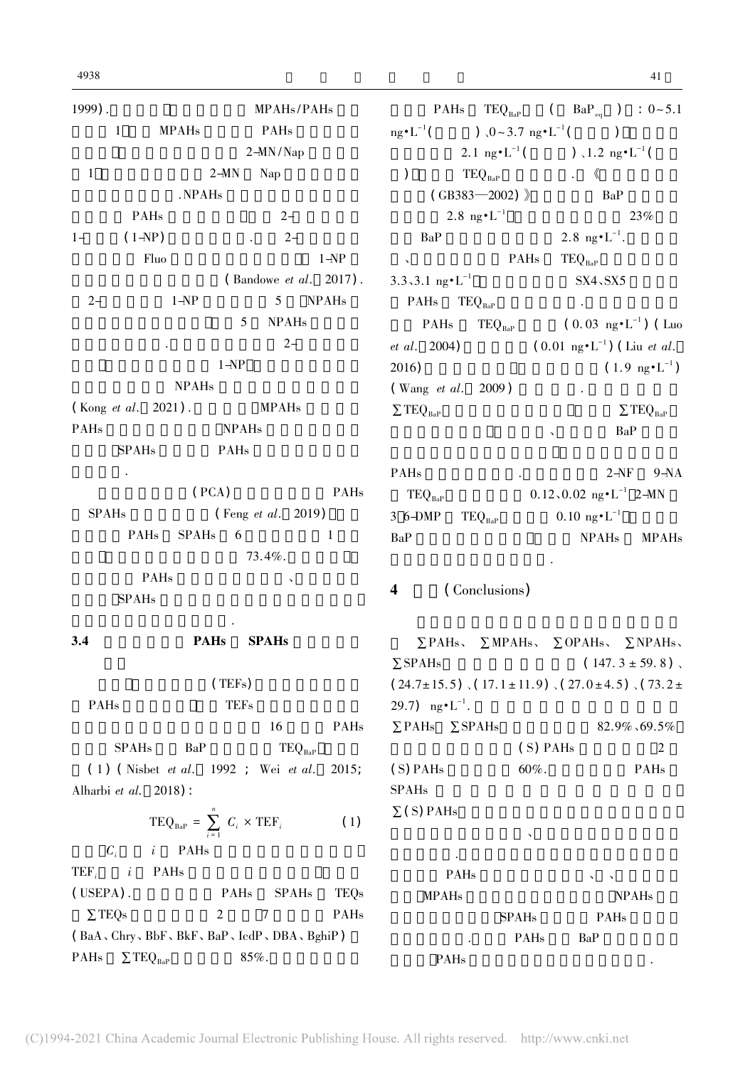1999).　　MPAHs/PAHs

1　MPAHs　PAHs

2-MN/Nap

1　2-MN　Nap

.NPAHs

PAHs　2-

1-　(1-NP)　.　2-

Fluo　1-NP

(Bandowe *et al*. 2017).

2-　1-NP　5　NPAHs

5　NPAHs

.　2-

1-NP

NPAHs

(Kong *et al*. 2021).　MPAHs

PAHs　NPAHs

SPAHs　PAHs

.

(PCA)　PAHs

SPAHs　(Feng *et al*. 2019)

PAHs　SPAHs　6　1

73.4%.

PAHs　、

SPAHs

.

### 3.4 PAHs SPAHs

(TEFs)

PAHs　TEFs

16　PAHs

SPAHs　BaP　$TEQ_{BaP}$

(1) (Nisbet *et al*. 1992; Wei *et al*. 2015; Alharbi *et al*. 2018):

$$TEQ_{BaP} = \sum_{i=1}^{n} C_i \times TEF_i \qquad (1)$$

$C_i$　$i$　PAHs

$TEF_i$　$i$　PAHs

(USEPA).　PAHs　SPAHs　TEQs

$\sum TEQs$　2　7　PAHs

(BaA、Chry、BbF、BkF、BaP、IcdP、DBA、BghiP)

PAHs　$\sum TEQ_{BaP}$　85%.

PAHs　$TEQ_{BaP}$　( $BaP_{eq}$ ) : 0~5.1 ng·L$^{-1}$( )、0~3.7 ng·L$^{-1}$( )

2.1 ng·L$^{-1}$( )、1.2 ng·L$^{-1}$( )　$TEQ_{BaP}$　.《

(GB383—2002)》　BaP

2.8 ng·L$^{-1}$　23%

BaP　2.8 ng·L$^{-1}$.

、　PAHs　$TEQ_{BaP}$

3.3、3.1 ng·L$^{-1}$　SX4、SX5

PAHs　$TEQ_{BaP}$　.

PAHs　$TEQ_{BaP}$　(0.03 ng·L$^{-1}$) (Luo *et al*. 2004)　(0.01 ng·L$^{-1}$) (Liu *et al*. 2016)　(1.9 ng·L$^{-1}$) (Wang *et al*. 2009)　.

$\sum TEQ_{BaP}$　$\sum TEQ_{BaP}$

、　BaP

PAHs　.　2-NF　9-NA

$TEQ_{BaP}$　0.12、0.02 ng·L$^{-1}$　2-MN

3,6-DMP　$TEQ_{BaP}$　0.10 ng·L$^{-1}$

BaP　NPAHs　MPAHs

.

## 4 (Conclusions)

∑PAHs、∑MPAHs、∑OPAHs、∑NPAHs、∑SPAHs　(147.3 ± 59.8)、(24.7±15.5)、(17.1±11.9)、(27.0±4.5)、(73.2±29.7) ng·L$^{-1}$.

∑PAHs　∑SPAHs　82.9%、69.5%

(S) PAHs　2

(S) PAHs　60%.　PAHs

SPAHs

∑(S) PAHs

、

.

PAHs　、、

MPAHs　NPAHs

SPAHs　PAHs

.　PAHs　BaP

PAHs　.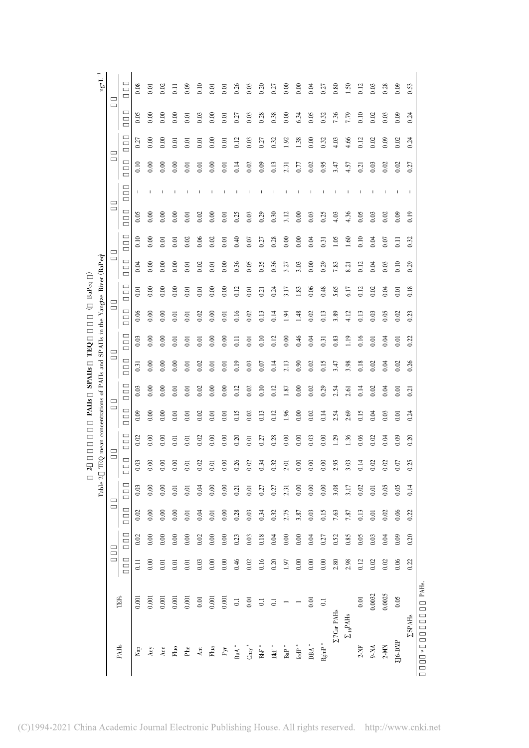# 表2 □□□□□□□ PAHs□ SPAHs□ TEQ□□□□□ (□ BaPeq□)

Table 2 TEQ mean concentrations of PAHs and SPAHs in the Yangtze River (BaPeq)

ng•L$^{-1}$

| PAHs | TEFs | □□□ | | □□ | | □□ | | □□ | | □□ | | □□ | | □□ | | □□ | | □□ | | □□ | |
|---|---|---|---|---|---|---|---|---|---|---|---|---|---|---|---|---|---|---|---|---|---|
| | | □□□ | □□□ | □□□ | □□□ | □□□ | □□□ | □□□ | □□□ | □□□ | □□□ | □□□ | □□□ | □□□ | □□□ | □□□ | □□□ | □□□ | □□□ | □□□ | □□□ |
| Nap | 0.001 | 0.11 | 0.02 | 0.02 | 0.03 | 0.03 | 0.02 | 0.09 | 0.03 | 0.31 | 0.03 | 0.06 | 0.01 | 0.04 | 0.10 | 0.05 | - | 0.10 | 0.27 | 0.05 | 0.08 |
| Acy | 0.001 | 0.00 | 0.00 | 0.00 | 0.00 | 0.00 | 0.00 | 0.00 | 0.00 | 0.00 | 0.00 | 0.00 | 0.00 | 0.00 | 0.00 | 0.00 | - | 0.00 | 0.00 | 0.00 | 0.01 |
| Ace | 0.001 | 0.01 | 0.00 | 0.00 | 0.00 | 0.00 | 0.00 | 0.00 | 0.00 | 0.00 | 0.00 | 0.00 | 0.00 | 0.00 | 0.01 | 0.00 | - | 0.00 | 0.00 | 0.00 | 0.02 |
| Fluo | 0.001 | 0.01 | 0.00 | 0.00 | 0.01 | 0.00 | 0.01 | 0.01 | 0.01 | 0.00 | 0.01 | 0.01 | 0.00 | 0.00 | 0.01 | 0.00 | - | 0.00 | 0.01 | 0.00 | 0.11 |
| Phe | 0.001 | 0.01 | 0.00 | 0.01 | 0.01 | 0.01 | 0.01 | 0.01 | 0.01 | 0.01 | 0.01 | 0.01 | 0.01 | 0.01 | 0.02 | 0.01 | - | 0.01 | 0.01 | 0.01 | 0.09 |
| Ant | 0.01 | 0.03 | 0.02 | 0.04 | 0.04 | 0.02 | 0.02 | 0.02 | 0.02 | 0.02 | 0.01 | 0.02 | 0.01 | 0.02 | 0.06 | 0.02 | - | 0.01 | 0.01 | 0.03 | 0.10 |
| Flua | 0.001 | 0.00 | 0.00 | 0.01 | 0.00 | 0.01 | 0.00 | 0.01 | 0.00 | 0.01 | 0.00 | 0.00 | 0.00 | 0.01 | 0.02 | 0.00 | - | 0.00 | 0.00 | 0.00 | 0.01 |
| Pyr | 0.001 | 0.00 | 0.00 | 0.00 | 0.00 | 0.00 | 0.00 | 0.01 | 0.00 | 0.01 | 0.00 | 0.01 | 0.00 | 0.00 | 0.01 | 0.01 | - | 0.01 | 0.01 | 0.01 | 0.01 |
| BaA* | 0.1 | 0.46 | 0.23 | 0.28 | 0.21 | 0.26 | 0.20 | 0.15 | 0.12 | 0.19 | 0.11 | 0.16 | 0.12 | 0.36 | 0.40 | 0.25 | - | 0.14 | 0.12 | 0.27 | 0.26 |
| Chry* | 0.01 | 0.02 | 0.03 | 0.03 | 0.01 | 0.02 | 0.01 | 0.02 | 0.02 | 0.03 | 0.01 | 0.02 | 0.01 | 0.05 | 0.07 | 0.03 | - | 0.02 | 0.03 | 0.03 | 0.03 |
| BbF* | 0.1 | 0.16 | 0.18 | 0.34 | 0.27 | 0.34 | 0.27 | 0.13 | 0.10 | 0.07 | 0.10 | 0.13 | 0.21 | 0.35 | 0.27 | 0.29 | - | 0.09 | 0.27 | 0.28 | 0.20 |
| BkF* | 0.1 | 0.20 | 0.04 | 0.32 | 0.27 | 0.32 | 0.28 | 0.12 | 0.12 | 0.14 | 0.12 | 0.14 | 0.24 | 0.36 | 0.28 | 0.30 | - | 0.13 | 0.32 | 0.38 | 0.27 |
| BaP* | 1 | 1.97 | 0.00 | 2.75 | 2.31 | 2.01 | 0.00 | 1.96 | 1.87 | 2.13 | 0.00 | 1.94 | 3.17 | 3.27 | 0.00 | 3.12 | - | 2.31 | 1.92 | 0.00 | 0.00 |
| IcdP* | 1 | 0.00 | 0.00 | 3.87 | 0.00 | 0.00 | 0.00 | 0.00 | 0.00 | 0.90 | 0.46 | 1.48 | 1.83 | 3.03 | 0.00 | 0.00 | - | 0.77 | 1.38 | 6.34 | 0.00 |
| DBA* | 0.01 | 0.00 | 0.04 | 0.03 | 0.00 | 0.00 | 0.03 | 0.02 | 0.02 | 0.02 | 0.04 | 0.02 | 0.06 | 0.00 | 0.04 | 0.03 | - | 0.02 | 0.00 | 0.05 | 0.04 |
| BghiP* | 0.1 | 0.00 | 0.27 | 0.15 | 0.00 | 0.00 | 0.00 | 0.14 | 0.29 | 0.15 | 0.31 | 0.13 | 0.48 | 0.29 | 0.31 | 0.25 | - | 0.95 | 0.32 | 0.32 | 0.27 |
| $\sum$7Car PAHs | | 2.80 | 0.52 | 7.63 | 3.08 | 2.95 | 1.29 | 2.54 | 2.54 | 3.47 | 0.83 | 3.89 | 5.65 | 7.83 | 1.05 | 4.03 | - | 3.47 | 4.03 | 7.36 | 0.80 |
| $\sum_{16}$PAHs | | 2.98 | 0.85 | 7.87 | 3.17 | 3.03 | 1.36 | 2.69 | 2.61 | 3.98 | 1.19 | 4.12 | 6.17 | 8.21 | 1.60 | 4.36 | - | 4.57 | 4.66 | 7.79 | 1.50 |
| 2-NF | 0.01 | 0.12 | 0.05 | 0.13 | 0.02 | 0.14 | 0.06 | 0.15 | 0.14 | 0.18 | 0.16 | 0.13 | 0.12 | 0.12 | 0.10 | 0.05 | - | 0.21 | 0.12 | 0.10 | 0.12 |
| 9-NA | 0.0032 | 0.02 | 0.03 | 0.01 | 0.01 | 0.02 | 0.02 | 0.04 | 0.02 | 0.02 | 0.01 | 0.03 | 0.02 | 0.04 | 0.04 | 0.03 | - | 0.03 | 0.02 | 0.02 | 0.03 |
| 2-MN | 0.0025 | 0.02 | 0.04 | 0.02 | 0.05 | 0.02 | 0.04 | 0.03 | 0.04 | 0.04 | 0.04 | 0.05 | 0.04 | 0.03 | 0.07 | 0.02 | - | 0.02 | 0.09 | 0.03 | 0.28 |
| 2,6-DMP | 0.05 | 0.06 | 0.09 | 0.06 | 0.05 | 0.07 | 0.09 | 0.01 | 0.01 | 0.02 | 0.01 | 0.02 | 0.01 | 0.10 | 0.11 | 0.09 | - | 0.02 | 0.02 | 0.09 | 0.09 |
| $\sum$SPAHs | | 0.22 | 0.20 | 0.22 | 0.14 | 0.25 | 0.20 | 0.24 | 0.21 | 0.26 | 0.22 | 0.23 | 0.18 | 0.29 | 0.32 | 0.19 | - | 0.27 | 0.24 | 0.24 | 0.53 |

□□□*□□□□□□□□ PAHs.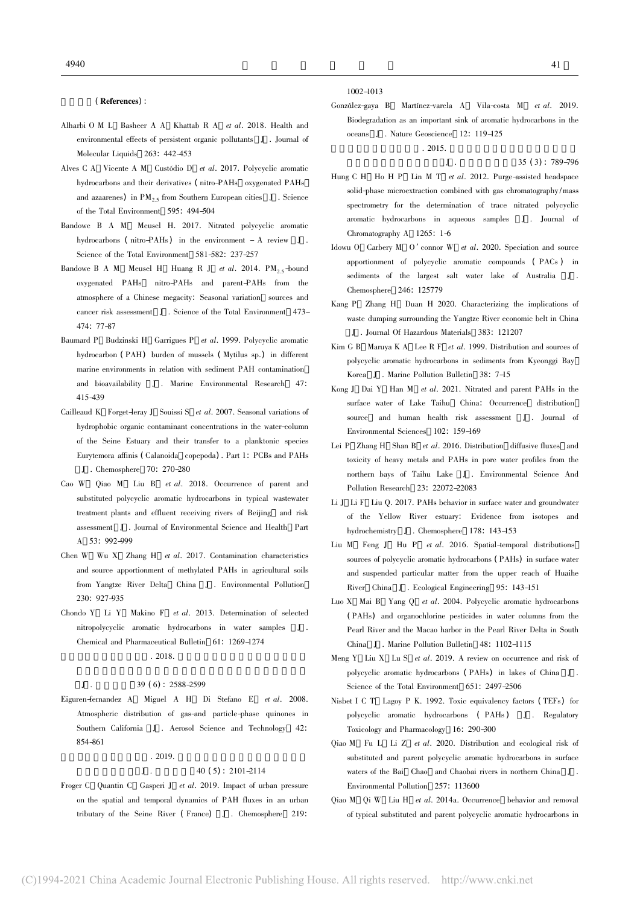参考文献(References):

Alharbi O M L, Basheer A A, Khattab R A, *et al*. 2018. Health and environmental effects of persistent organic pollutants [J]. Journal of Molecular Liquids, 263: 442-453

Alves C A, Vicente A M, Custódio D, *et al*. 2017. Polycyclic aromatic hydrocarbons and their derivatives (nitro-PAHs, oxygenated PAHs, and azaarenes) in $PM_{2.5}$ from Southern European cities [J]. Science of the Total Environment, 595: 494-504

Bandowe B A M, Meusel H. 2017. Nitrated polycyclic aromatic hydrocarbons (nitro-PAHs) in the environment – A review [J]. Science of the Total Environment, 581-582: 237-257

Bandowe B A M, Meusel H, Huang R J, *et al*. 2014. $PM_{2.5}$-bound oxygenated PAHs, nitro-PAHs and parent-PAHs from the atmosphere of a Chinese megacity: Seasonal variation, sources and cancer risk assessment [J]. Science of the Total Environment, 473-474: 77-87

Baumard P, Budzinski H, Garrigues P, *et al*. 1999. Polycyclic aromatic hydrocarbon (PAH) burden of mussels (Mytilus sp.) in different marine environments in relation with sediment PAH contamination, and bioavailability [J]. Marine Environmental Research, 47: 415-439

Cailleaud K, Forget-leray J, Souissi S, *et al*. 2007. Seasonal variations of hydrophobic organic contaminant concentrations in the water-column of the Seine Estuary and their transfer to a planktonic species Eurytemora affinis (Calanoida, copepoda). Part 1: PCBs and PAHs [J]. Chemosphere, 70: 270-280

Cao W, Qiao M, Liu B, *et al*. 2018. Occurrence of parent and substituted polycyclic aromatic hydrocarbons in typical wastewater treatment plants and effluent receiving rivers of Beijing, and risk assessment [J]. Journal of Environmental Science and Health, Part A, 53: 992-999

Chen W, Wu X, Zhang H, *et al*. 2017. Contamination characteristics and source apportionment of methylated PAHs in agricultural soils from Yangtze River Delta, China [J]. Environmental Pollution, 230: 927-935

Chondo Y, Li Y, Makino F, *et al*. 2013. Determination of selected nitropolycyclic aromatic hydrocarbons in water samples [J]. Chemical and Pharmaceutical Bulletin, 61: 1269-1274

. 2018.

[J]. 39 (6): 2588-2599

Eiguren-fernandez A, Miguel A H, Di Stefano E, *et al*. 2008. Atmospheric distribution of gas-and particle-phase quinones in Southern California [J]. Aerosol Science and Technology, 42: 854-861

. 2019.

[J]. 40 (5): 2101-2114

Froger C, Quantin C, Gasperi J, *et al*. 2019. Impact of urban pressure on the spatial and temporal dynamics of PAH fluxes in an urban tributary of the Seine River (France) [J]. Chemosphere, 219: 1002-1013

González-gaya B, Martínez-varela A, Vila-costa M, *et al*. 2019. Biodegradation as an important sink of aromatic hydrocarbons in the oceans [J]. Nature Geoscience, 12: 119-125

. 2015.

[J]. 35 (3): 789-796

Hung C H, Ho H P, Lin M T, *et al*. 2012. Purge-assisted headspace solid-phase microextraction combined with gas chromatography/mass spectrometry for the determination of trace nitrated polycyclic aromatic hydrocarbons in aqueous samples [J]. Journal of Chromatography A, 1265: 1-6

Idowu O, Carbery M, O'connor W, *et al*. 2020. Speciation and source apportionment of polycyclic aromatic compounds (PACs) in sediments of the largest salt water lake of Australia [J]. Chemosphere, 246: 125779

Kang P, Zhang H, Duan H 2020. Characterizing the implications of waste dumping surrounding the Yangtze River economic belt in China [J]. Journal Of Hazardous Materials, 383: 121207

Kim G B, Maruya K A, Lee R F, *et al*. 1999. Distribution and sources of polycyclic aromatic hydrocarbons in sediments from Kyeonggi Bay, Korea [J]. Marine Pollution Bulletin, 38: 7-15

Kong J, Dai Y, Han M, *et al*. 2021. Nitrated and parent PAHs in the surface water of Lake Taihu, China: Occurrence, distribution, source, and human health risk assessment [J]. Journal of Environmental Sciences, 102: 159-169

Lei P, Zhang H, Shan B, *et al*. 2016. Distribution, diffusive fluxes, and toxicity of heavy metals and PAHs in pore water profiles from the northern bays of Taihu Lake [J]. Environmental Science And Pollution Research, 23: 22072-22083

Li J, Li F, Liu Q. 2017. PAHs behavior in surface water and groundwater of the Yellow River estuary: Evidence from isotopes and hydrochemistry [J]. Chemosphere, 178: 143-153

Liu M, Feng J, Hu P, *et al*. 2016. Spatial-temporal distributions, sources of polycyclic aromatic hydrocarbons (PAHs) in surface water and suspended particular matter from the upper reach of Huaihe River, China [J]. Ecological Engineering, 95: 143-151

Luo X, Mai B, Yang Q, *et al*. 2004. Polycyclic aromatic hydrocarbons (PAHs) and organochlorine pesticides in water columns from the Pearl River and the Macao harbor in the Pearl River Delta in South China [J]. Marine Pollution Bulletin, 48: 1102-1115

Meng Y, Liu X, Lu S, *et al*. 2019. A review on occurrence and risk of polycyclic aromatic hydrocarbons (PAHs) in lakes of China [J]. Science of the Total Environment, 651: 2497-2506

Nisbet I C T, Lagoy P K. 1992. Toxic equivalency factors (TEFs) for polycyclic aromatic hydrocarbons (PAHs) [J]. Regulatory Toxicology and Pharmacology, 16: 290-300

Qiao M, Fu L, Li Z, *et al*. 2020. Distribution and ecological risk of substituted and parent polycyclic aromatic hydrocarbons in surface waters of the Bai, Chao, and Chaobai rivers in northern China [J]. Environmental Pollution, 257: 113600

Qiao M, Qi W, Liu H, *et al*. 2014a. Occurrence, behavior and removal of typical substituted and parent polycyclic aromatic hydrocarbons in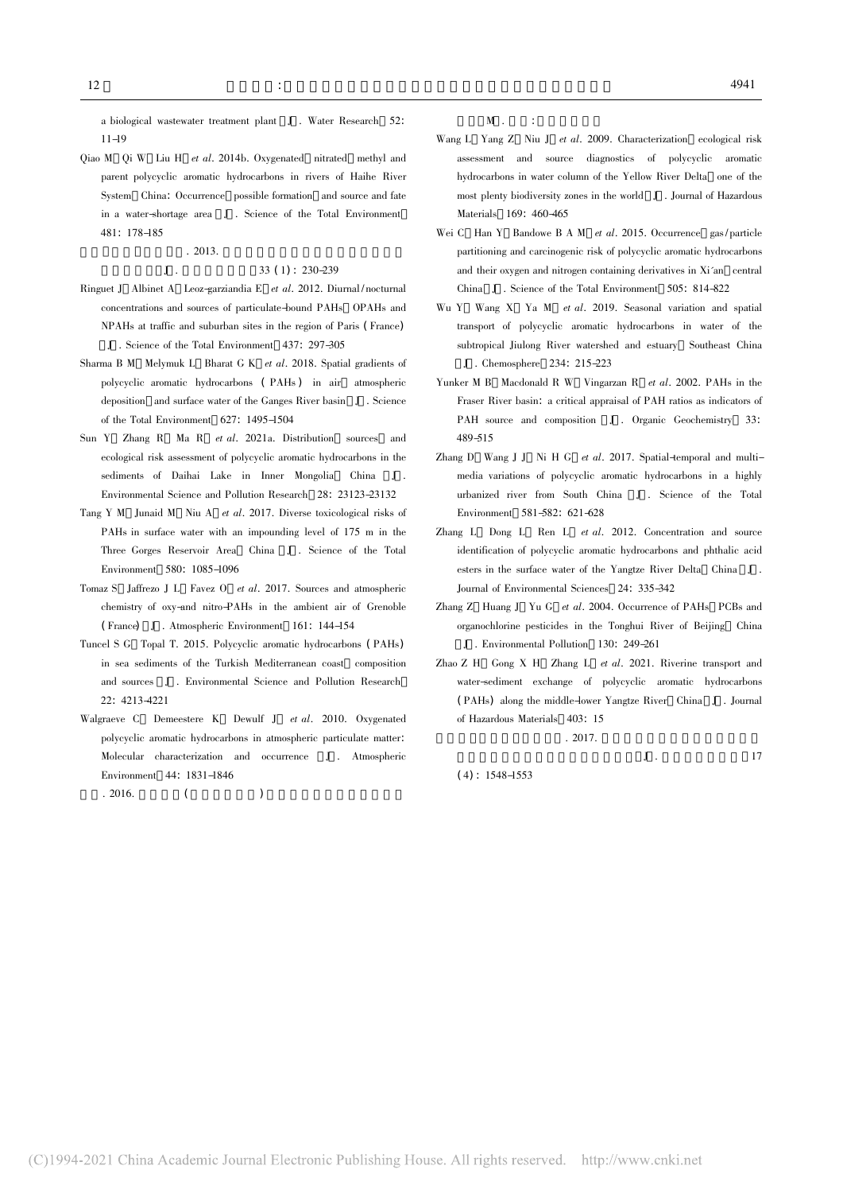a biological wastewater treatment plant [J]. Water Research, 52: 11-19

Qiao M, Qi W, Liu H, *et al*. 2014b. Oxygenated, nitrated, methyl and parent polycyclic aromatic hydrocarbons in rivers of Haihe River System, China: Occurrence, possible formation, and source and fate in a water-shortage area [J]. Science of the Total Environment, 481: 178-185

. 2013.

[J]. 33 (1): 230-239

Ringuet J, Albinet A, Leoz-garziandia E, *et al*. 2012. Diurnal/nocturnal concentrations and sources of particulate-bound PAHs, OPAHs and NPAHs at traffic and suburban sites in the region of Paris (France) [J]. Science of the Total Environment, 437: 297-305

Sharma B M, Melymuk L, Bharat G K, *et al*. 2018. Spatial gradients of polycyclic aromatic hydrocarbons (PAHs) in air, atmospheric deposition, and surface water of the Ganges River basin [J]. Science of the Total Environment, 627: 1495-1504

Sun Y, Zhang R, Ma R, *et al*. 2021a. Distribution, sources, and ecological risk assessment of polycyclic aromatic hydrocarbons in the sediments of Daihai Lake in Inner Mongolia, China [J]. Environmental Science and Pollution Research, 28: 23123-23132

Tang Y M, Junaid M, Niu A, *et al*. 2017. Diverse toxicological risks of PAHs in surface water with an impounding level of 175 m in the Three Gorges Reservoir Area, China [J]. Science of the Total Environment, 580: 1085-1096

Tomaz S, Jaffrezo J L, Favez O, *et al*. 2017. Sources and atmospheric chemistry of oxy-and nitro-PAHs in the ambient air of Grenoble (France) [J]. Atmospheric Environment, 161: 144-154

Tuncel S G, Topal T. 2015. Polycyclic aromatic hydrocarbons (PAHs) in sea sediments of the Turkish Mediterranean coast, composition and sources [J]. Environmental Science and Pollution Research, 22: 4213-4221

Walgraeve C, Demeestere K, Dewulf J, *et al*. 2010. Oxygenated polycyclic aromatic hydrocarbons in atmospheric particulate matter: Molecular characterization and occurrence [J]. Atmospheric Environment, 44: 1831-1846

. 2016. ( )

[M]. :

Wang L, Yang Z, Niu J, *et al*. 2009. Characterization, ecological risk assessment and source diagnostics of polycyclic aromatic hydrocarbons in water column of the Yellow River Delta, one of the most plenty biodiversity zones in the world [J]. Journal of Hazardous Materials, 169: 460-465

Wei C, Han Y, Bandowe B A M, *et al*. 2015. Occurrence, gas/particle partitioning and carcinogenic risk of polycyclic aromatic hydrocarbons and their oxygen and nitrogen containing derivatives in Xi'an, central China [J]. Science of the Total Environment, 505: 814-822

Wu Y, Wang X, Ya M, *et al*. 2019. Seasonal variation and spatial transport of polycyclic aromatic hydrocarbons in water of the subtropical Jiulong River watershed and estuary, Southeast China [J]. Chemosphere, 234: 215-223

Yunker M B, Macdonald R W, Vingarzan R, *et al*. 2002. PAHs in the Fraser River basin: a critical appraisal of PAH ratios as indicators of PAH source and composition [J]. Organic Geochemistry, 33: 489-515

Zhang D, Wang J J, Ni H G, *et al*. 2017. Spatial-temporal and multi-media variations of polycyclic aromatic hydrocarbons in a highly urbanized river from South China [J]. Science of the Total Environment, 581-582: 621-628

Zhang L, Dong L, Ren L, *et al*. 2012. Concentration and source identification of polycyclic aromatic hydrocarbons and phthalic acid esters in the surface water of the Yangtze River Delta, China [J]. Journal of Environmental Sciences, 24: 335-342

Zhang Z, Huang J, Yu G, *et al*. 2004. Occurrence of PAHs, PCBs and organochlorine pesticides in the Tonghui River of Beijing, China [J]. Environmental Pollution, 130: 249-261

Zhao Z H, Gong X H, Zhang L, *et al*. 2021. Riverine transport and water-sediment exchange of polycyclic aromatic hydrocarbons (PAHs) along the middle-lower Yangtze River, China [J]. Journal of Hazardous Materials, 403: 15

. 2017.

[J]. 17 (4): 1548-1553